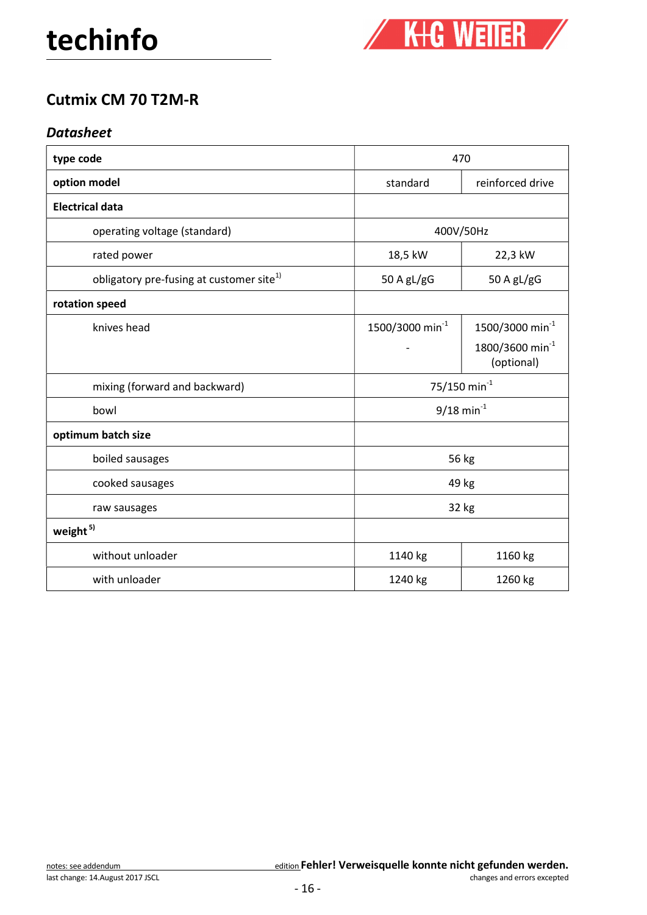# techinfo

K+G WETTER

## Cutmix CM 70 T2M-R

### *Datasheet*

| **type code** | 470 | |
|---|---|---|
| **option model** | standard | reinforced drive |
| **Electrical data** | | |
| operating voltage (standard) | 400V/50Hz | |
| rated power | 18,5 kW | 22,3 kW |
| obligatory pre-fusing at customer site[1)] | 50 A gL/gG | 50 A gL/gG |
| **rotation speed** | | |
| knives head | 1500/3000 min$^{-1}$<br>- | 1500/3000 min$^{-1}$<br>1800/3600 min$^{-1}$ (optional) |
| mixing (forward and backward) | 75/150 min$^{-1}$ | |
| bowl | 9/18 min$^{-1}$ | |
| **optimum batch size** | | |
| boiled sausages | 56 kg | |
| cooked sausages | 49 kg | |
| raw sausages | 32 kg | |
| **weight** [5)] | | |
| without unloader | 1140 kg | 1160 kg |
| with unloader | 1240 kg | 1260 kg |

notes: see addendum

last change: 14.August 2017 JSCL

edition **Fehler! Verweisquelle konnte nicht gefunden werden.**

changes and errors excepted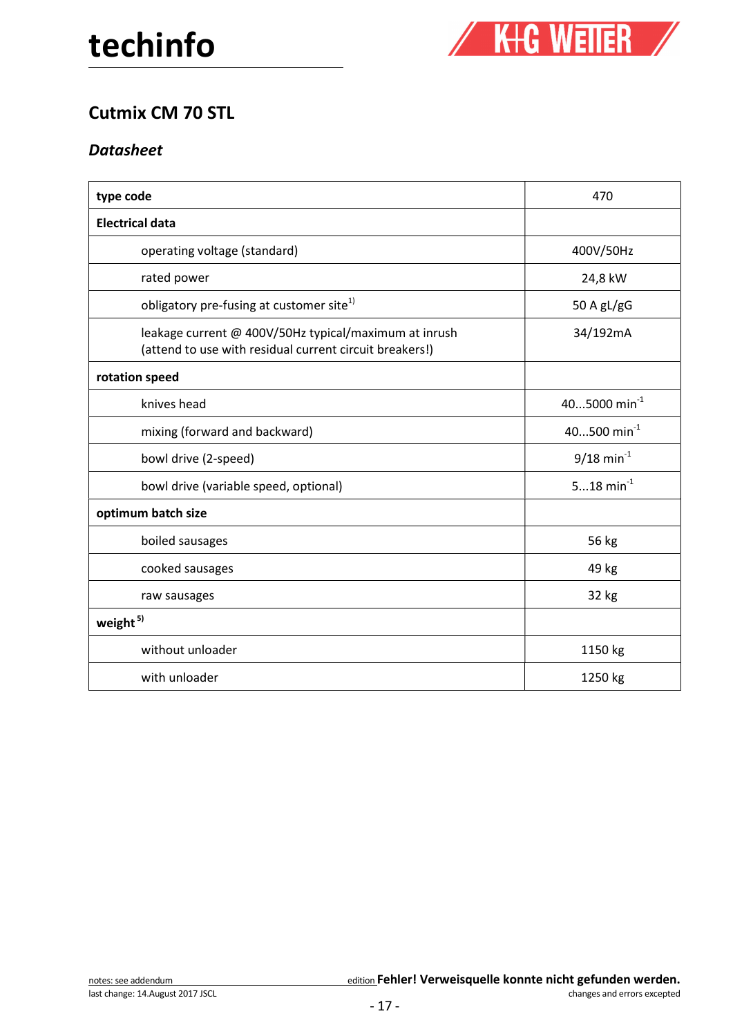# techinfo

## Cutmix CM 70 STL

### *Datasheet*

| | |
|---|---|
| **type code** | 470 |
| **Electrical data** | |
| operating voltage (standard) | 400V/50Hz |
| rated power | 24,8 kW |
| obligatory pre-fusing at customer site[1)] | 50 A gL/gG |
| leakage current @ 400V/50Hz typical/maximum at inrush (attend to use with residual current circuit breakers!) | 34/192mA |
| **rotation speed** | |
| knives head | 40...5000 $min^{-1}$ |
| mixing (forward and backward) | 40...500 $min^{-1}$ |
| bowl drive (2-speed) | 9/18 $min^{-1}$ |
| bowl drive (variable speed, optional) | 5...18 $min^{-1}$ |
| **optimum batch size** | |
| boiled sausages | 56 kg |
| cooked sausages | 49 kg |
| raw sausages | 32 kg |
| **weight** [5)] | |
| without unloader | 1150 kg |
| with unloader | 1250 kg |

notes: see addendum

last change: 14.August 2017 JSCL

edition **Fehler! Verweisquelle konnte nicht gefunden werden.**

changes and errors excepted